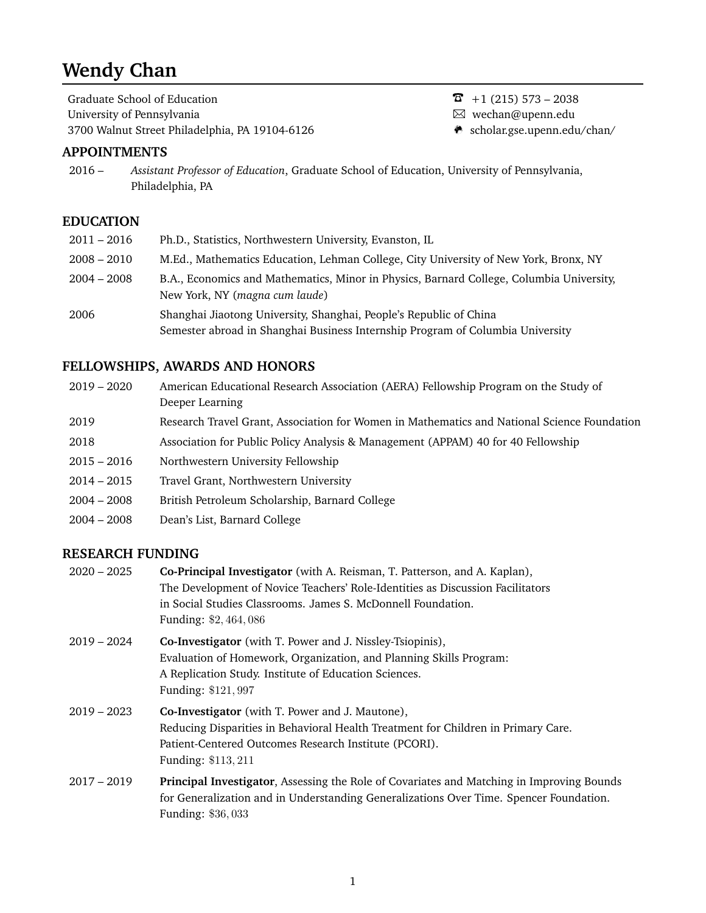# Wendy Chan

Graduate School of Education
University of Pennsylvania
3700 Walnut Street Philadelphia, PA 19104-6126

+1 (215) 573 – 2038
wechan@upenn.edu
scholar.gse.upenn.edu/chan/

## APPOINTMENTS

2016 – *Assistant Professor of Education*, Graduate School of Education, University of Pennsylvania, Philadelphia, PA

## EDUCATION

2011 – 2016 Ph.D., Statistics, Northwestern University, Evanston, IL

2008 – 2010 M.Ed., Mathematics Education, Lehman College, City University of New York, Bronx, NY

2004 – 2008 B.A., Economics and Mathematics, Minor in Physics, Barnard College, Columbia University, New York, NY (*magna cum laude*)

2006 Shanghai Jiaotong University, Shanghai, People's Republic of China
Semester abroad in Shanghai Business Internship Program of Columbia University

## FELLOWSHIPS, AWARDS AND HONORS

2019 – 2020 American Educational Research Association (AERA) Fellowship Program on the Study of Deeper Learning

2019 Research Travel Grant, Association for Women in Mathematics and National Science Foundation

2018 Association for Public Policy Analysis & Management (APPAM) 40 for 40 Fellowship

2015 – 2016 Northwestern University Fellowship

2014 – 2015 Travel Grant, Northwestern University

2004 – 2008 British Petroleum Scholarship, Barnard College

2004 – 2008 Dean's List, Barnard College

## RESEARCH FUNDING

2020 – 2025 **Co-Principal Investigator** (with A. Reisman, T. Patterson, and A. Kaplan), The Development of Novice Teachers' Role-Identities as Discussion Facilitators in Social Studies Classrooms. James S. McDonnell Foundation.
Funding: $2,464,086

2019 – 2024 **Co-Investigator** (with T. Power and J. Nissley-Tsiopinis), Evaluation of Homework, Organization, and Planning Skills Program: A Replication Study. Institute of Education Sciences.
Funding: $121,997

2019 – 2023 **Co-Investigator** (with T. Power and J. Mautone), Reducing Disparities in Behavioral Health Treatment for Children in Primary Care. Patient-Centered Outcomes Research Institute (PCORI).
Funding: $113,211

2017 – 2019 **Principal Investigator**, Assessing the Role of Covariates and Matching in Improving Bounds for Generalization and in Understanding Generalizations Over Time. Spencer Foundation.
Funding: $36,033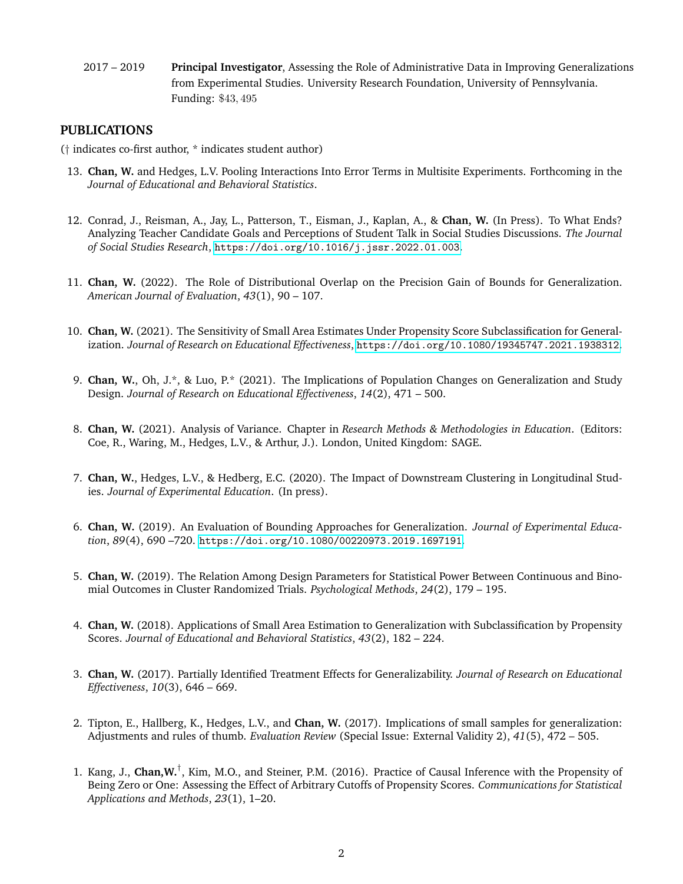2017 – 2019 **Principal Investigator**, Assessing the Role of Administrative Data in Improving Generalizations from Experimental Studies. University Research Foundation, University of Pennsylvania. Funding: $43,495

## PUBLICATIONS

(† indicates co-first author, * indicates student author)

13. **Chan, W.** and Hedges, L.V. Pooling Interactions Into Error Terms in Multisite Experiments. Forthcoming in the *Journal of Educational and Behavioral Statistics*.

12. Conrad, J., Reisman, A., Jay, L., Patterson, T., Eisman, J., Kaplan, A., & **Chan, W.** (In Press). To What Ends? Analyzing Teacher Candidate Goals and Perceptions of Student Talk in Social Studies Discussions. *The Journal of Social Studies Research*, https://doi.org/10.1016/j.jssr.2022.01.003.

11. **Chan, W.** (2022). The Role of Distributional Overlap on the Precision Gain of Bounds for Generalization. *American Journal of Evaluation*, *43*(1), 90 – 107.

10. **Chan, W.** (2021). The Sensitivity of Small Area Estimates Under Propensity Score Subclassification for Generalization. *Journal of Research on Educational Effectiveness*, https://doi.org/10.1080/19345747.2021.1938312.

9. **Chan, W.**, Oh, J.*, & Luo, P.* (2021). The Implications of Population Changes on Generalization and Study Design. *Journal of Research on Educational Effectiveness*, *14*(2), 471 – 500.

8. **Chan, W.** (2021). Analysis of Variance. Chapter in *Research Methods & Methodologies in Education*. (Editors: Coe, R., Waring, M., Hedges, L.V., & Arthur, J.). London, United Kingdom: SAGE.

7. **Chan, W.**, Hedges, L.V., & Hedberg, E.C. (2020). The Impact of Downstream Clustering in Longitudinal Studies. *Journal of Experimental Education*. (In press).

6. **Chan, W.** (2019). An Evaluation of Bounding Approaches for Generalization. *Journal of Experimental Education*, *89*(4), 690 –720. https://doi.org/10.1080/00220973.2019.1697191.

5. **Chan, W.** (2019). The Relation Among Design Parameters for Statistical Power Between Continuous and Binomial Outcomes in Cluster Randomized Trials. *Psychological Methods*, *24*(2), 179 – 195.

4. **Chan, W.** (2018). Applications of Small Area Estimation to Generalization with Subclassification by Propensity Scores. *Journal of Educational and Behavioral Statistics*, *43*(2), 182 – 224.

3. **Chan, W.** (2017). Partially Identified Treatment Effects for Generalizability. *Journal of Research on Educational Effectiveness*, *10*(3), 646 – 669.

2. Tipton, E., Hallberg, K., Hedges, L.V., and **Chan, W.** (2017). Implications of small samples for generalization: Adjustments and rules of thumb. *Evaluation Review* (Special Issue: External Validity 2), *41*(5), 472 – 505.

1. Kang, J., **Chan,W.**†, Kim, M.O., and Steiner, P.M. (2016). Practice of Causal Inference with the Propensity of Being Zero or One: Assessing the Effect of Arbitrary Cutoffs of Propensity Scores. *Communications for Statistical Applications and Methods*, *23*(1), 1–20.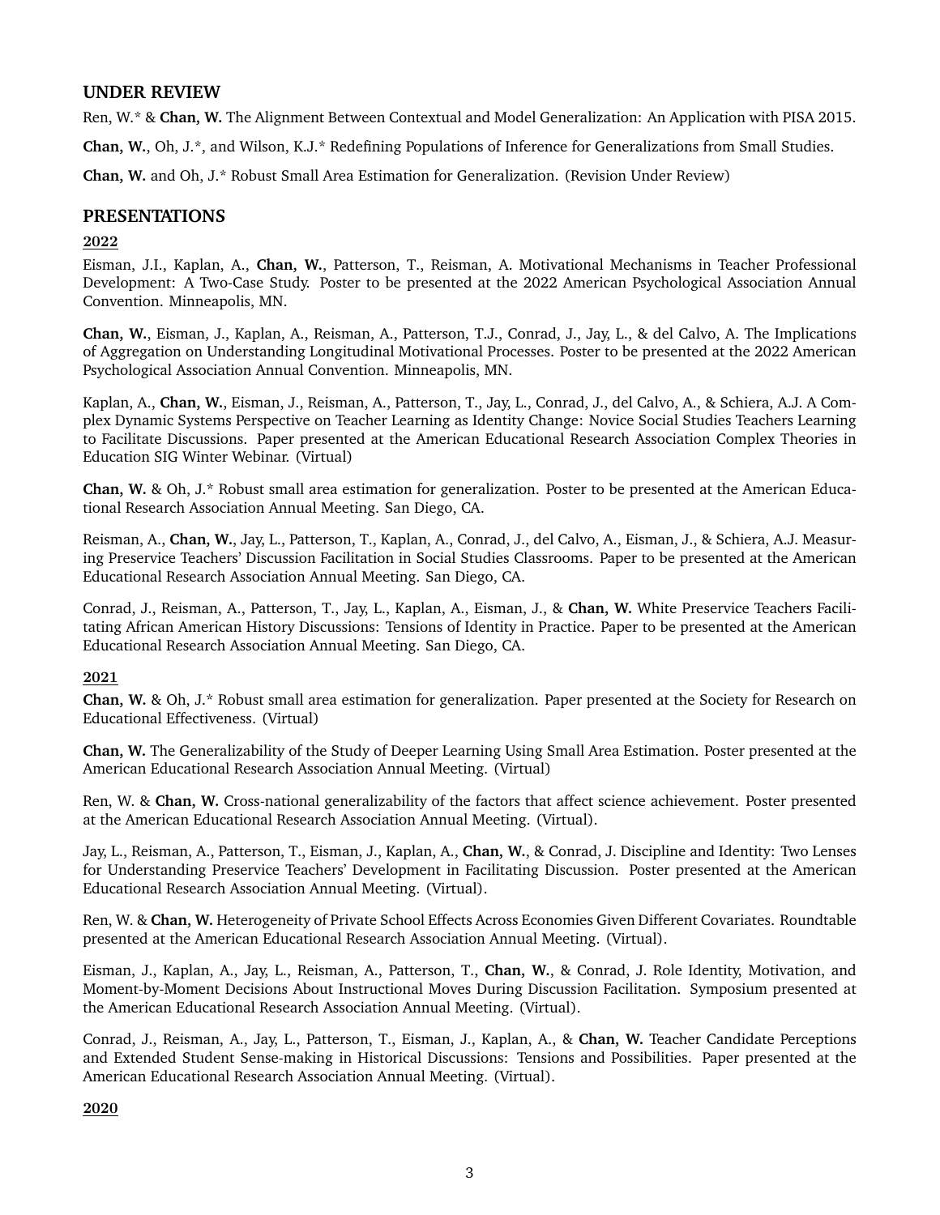## UNDER REVIEW

Ren, W.* & **Chan, W.** The Alignment Between Contextual and Model Generalization: An Application with PISA 2015.

**Chan, W.**, Oh, J.*, and Wilson, K.J.* Redefining Populations of Inference for Generalizations from Small Studies.

**Chan, W.** and Oh, J.* Robust Small Area Estimation for Generalization. (Revision Under Review)

## PRESENTATIONS

### 2022

Eisman, J.I., Kaplan, A., **Chan, W.**, Patterson, T., Reisman, A. Motivational Mechanisms in Teacher Professional Development: A Two-Case Study. Poster to be presented at the 2022 American Psychological Association Annual Convention. Minneapolis, MN.

**Chan, W.**, Eisman, J., Kaplan, A., Reisman, A., Patterson, T.J., Conrad, J., Jay, L., & del Calvo, A. The Implications of Aggregation on Understanding Longitudinal Motivational Processes. Poster to be presented at the 2022 American Psychological Association Annual Convention. Minneapolis, MN.

Kaplan, A., **Chan, W.**, Eisman, J., Reisman, A., Patterson, T., Jay, L., Conrad, J., del Calvo, A., & Schiera, A.J. A Complex Dynamic Systems Perspective on Teacher Learning as Identity Change: Novice Social Studies Teachers Learning to Facilitate Discussions. Paper presented at the American Educational Research Association Complex Theories in Education SIG Winter Webinar. (Virtual)

**Chan, W.** & Oh, J.* Robust small area estimation for generalization. Poster to be presented at the American Educational Research Association Annual Meeting. San Diego, CA.

Reisman, A., **Chan, W.**, Jay, L., Patterson, T., Kaplan, A., Conrad, J., del Calvo, A., Eisman, J., & Schiera, A.J. Measuring Preservice Teachers' Discussion Facilitation in Social Studies Classrooms. Paper to be presented at the American Educational Research Association Annual Meeting. San Diego, CA.

Conrad, J., Reisman, A., Patterson, T., Jay, L., Kaplan, A., Eisman, J., & **Chan, W.** White Preservice Teachers Facilitating African American History Discussions: Tensions of Identity in Practice. Paper to be presented at the American Educational Research Association Annual Meeting. San Diego, CA.

### 2021

**Chan, W.** & Oh, J.* Robust small area estimation for generalization. Paper presented at the Society for Research on Educational Effectiveness. (Virtual)

**Chan, W.** The Generalizability of the Study of Deeper Learning Using Small Area Estimation. Poster presented at the American Educational Research Association Annual Meeting. (Virtual)

Ren, W. & **Chan, W.** Cross-national generalizability of the factors that affect science achievement. Poster presented at the American Educational Research Association Annual Meeting. (Virtual).

Jay, L., Reisman, A., Patterson, T., Eisman, J., Kaplan, A., **Chan, W.**, & Conrad, J. Discipline and Identity: Two Lenses for Understanding Preservice Teachers' Development in Facilitating Discussion. Poster presented at the American Educational Research Association Annual Meeting. (Virtual).

Ren, W. & **Chan, W.** Heterogeneity of Private School Effects Across Economies Given Different Covariates. Roundtable presented at the American Educational Research Association Annual Meeting. (Virtual).

Eisman, J., Kaplan, A., Jay, L., Reisman, A., Patterson, T., **Chan, W.**, & Conrad, J. Role Identity, Motivation, and Moment-by-Moment Decisions About Instructional Moves During Discussion Facilitation. Symposium presented at the American Educational Research Association Annual Meeting. (Virtual).

Conrad, J., Reisman, A., Jay, L., Patterson, T., Eisman, J., Kaplan, A., & **Chan, W.** Teacher Candidate Perceptions and Extended Student Sense-making in Historical Discussions: Tensions and Possibilities. Paper presented at the American Educational Research Association Annual Meeting. (Virtual).

### 2020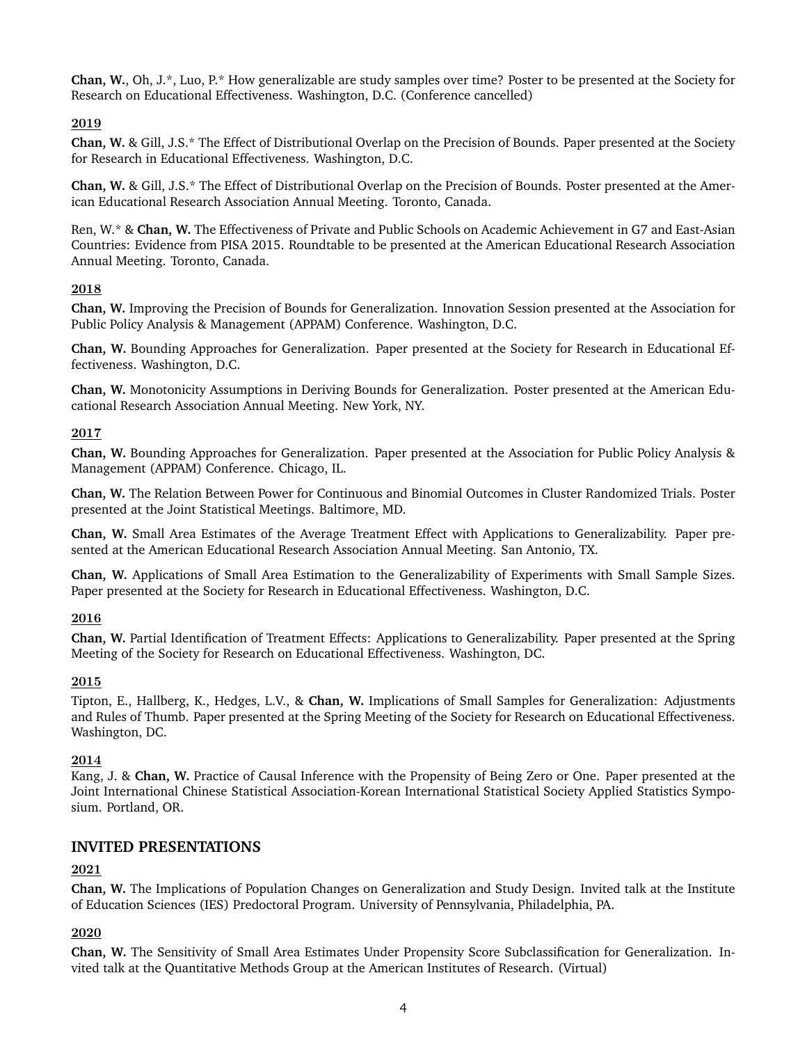**Chan, W.**, Oh, J.*, Luo, P.* How generalizable are study samples over time? Poster to be presented at the Society for Research on Educational Effectiveness. Washington, D.C. (Conference cancelled)

**2019**

**Chan, W.** & Gill, J.S.* The Effect of Distributional Overlap on the Precision of Bounds. Paper presented at the Society for Research in Educational Effectiveness. Washington, D.C.

**Chan, W.** & Gill, J.S.* The Effect of Distributional Overlap on the Precision of Bounds. Poster presented at the American Educational Research Association Annual Meeting. Toronto, Canada.

Ren, W.* & **Chan, W.** The Effectiveness of Private and Public Schools on Academic Achievement in G7 and East-Asian Countries: Evidence from PISA 2015. Roundtable to be presented at the American Educational Research Association Annual Meeting. Toronto, Canada.

**2018**

**Chan, W.** Improving the Precision of Bounds for Generalization. Innovation Session presented at the Association for Public Policy Analysis & Management (APPAM) Conference. Washington, D.C.

**Chan, W.** Bounding Approaches for Generalization. Paper presented at the Society for Research in Educational Effectiveness. Washington, D.C.

**Chan, W.** Monotonicity Assumptions in Deriving Bounds for Generalization. Poster presented at the American Educational Research Association Annual Meeting. New York, NY.

**2017**

**Chan, W.** Bounding Approaches for Generalization. Paper presented at the Association for Public Policy Analysis & Management (APPAM) Conference. Chicago, IL.

**Chan, W.** The Relation Between Power for Continuous and Binomial Outcomes in Cluster Randomized Trials. Poster presented at the Joint Statistical Meetings. Baltimore, MD.

**Chan, W.** Small Area Estimates of the Average Treatment Effect with Applications to Generalizability. Paper presented at the American Educational Research Association Annual Meeting. San Antonio, TX.

**Chan, W.** Applications of Small Area Estimation to the Generalizability of Experiments with Small Sample Sizes. Paper presented at the Society for Research in Educational Effectiveness. Washington, D.C.

**2016**

**Chan, W.** Partial Identification of Treatment Effects: Applications to Generalizability. Paper presented at the Spring Meeting of the Society for Research on Educational Effectiveness. Washington, DC.

**2015**

Tipton, E., Hallberg, K., Hedges, L.V., & **Chan, W.** Implications of Small Samples for Generalization: Adjustments and Rules of Thumb. Paper presented at the Spring Meeting of the Society for Research on Educational Effectiveness. Washington, DC.

**2014**

Kang, J. & **Chan, W.** Practice of Causal Inference with the Propensity of Being Zero or One. Paper presented at the Joint International Chinese Statistical Association-Korean International Statistical Society Applied Statistics Symposium. Portland, OR.

## INVITED PRESENTATIONS

**2021**

**Chan, W.** The Implications of Population Changes on Generalization and Study Design. Invited talk at the Institute of Education Sciences (IES) Predoctoral Program. University of Pennsylvania, Philadelphia, PA.

**2020**

**Chan, W.** The Sensitivity of Small Area Estimates Under Propensity Score Subclassification for Generalization. Invited talk at the Quantitative Methods Group at the American Institutes of Research. (Virtual)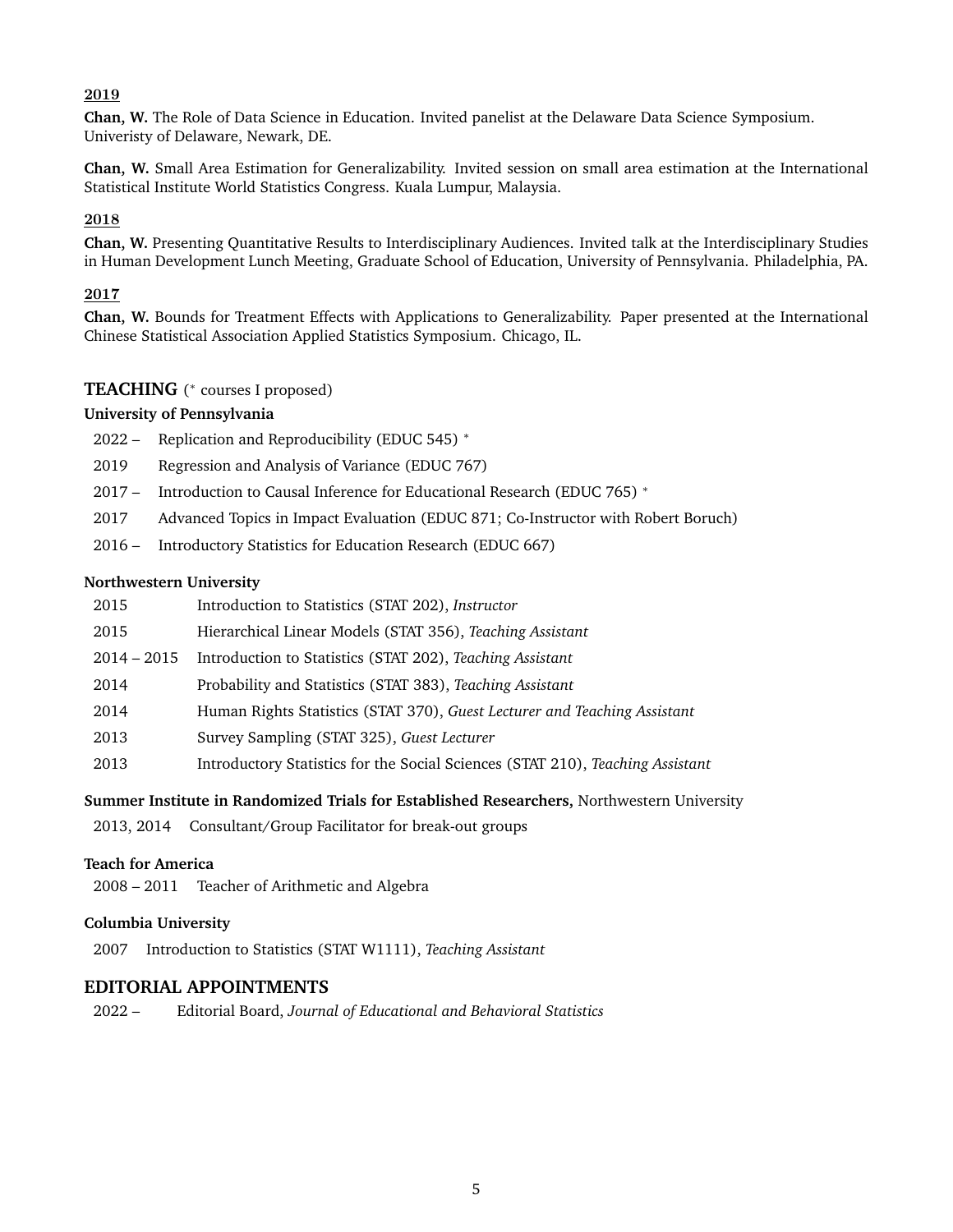**2019**

**Chan, W.** The Role of Data Science in Education. Invited panelist at the Delaware Data Science Symposium. Univeristy of Delaware, Newark, DE.

**Chan, W.** Small Area Estimation for Generalizability. Invited session on small area estimation at the International Statistical Institute World Statistics Congress. Kuala Lumpur, Malaysia.

**2018**

**Chan, W.** Presenting Quantitative Results to Interdisciplinary Audiences. Invited talk at the Interdisciplinary Studies in Human Development Lunch Meeting, Graduate School of Education, University of Pennsylvania. Philadelphia, PA.

**2017**

**Chan, W.** Bounds for Treatment Effects with Applications to Generalizability. Paper presented at the International Chinese Statistical Association Applied Statistics Symposium. Chicago, IL.

## TEACHING (* courses I proposed)

**University of Pennsylvania**

- 2022 – Replication and Reproducibility (EDUC 545) *
- 2019 Regression and Analysis of Variance (EDUC 767)
- 2017 – Introduction to Causal Inference for Educational Research (EDUC 765) *
- 2017 Advanced Topics in Impact Evaluation (EDUC 871; Co-Instructor with Robert Boruch)
- 2016 – Introductory Statistics for Education Research (EDUC 667)

**Northwestern University**

- 2015 Introduction to Statistics (STAT 202), *Instructor*
- 2015 Hierarchical Linear Models (STAT 356), *Teaching Assistant*
- 2014 – 2015 Introduction to Statistics (STAT 202), *Teaching Assistant*
- 2014 Probability and Statistics (STAT 383), *Teaching Assistant*
- 2014 Human Rights Statistics (STAT 370), *Guest Lecturer and Teaching Assistant*
- 2013 Survey Sampling (STAT 325), *Guest Lecturer*
- 2013 Introductory Statistics for the Social Sciences (STAT 210), *Teaching Assistant*

**Summer Institute in Randomized Trials for Established Researchers,** Northwestern University

- 2013, 2014 Consultant/Group Facilitator for break-out groups

**Teach for America**

- 2008 – 2011 Teacher of Arithmetic and Algebra

**Columbia University**

- 2007 Introduction to Statistics (STAT W1111), *Teaching Assistant*

## EDITORIAL APPOINTMENTS

- 2022 – Editorial Board, *Journal of Educational and Behavioral Statistics*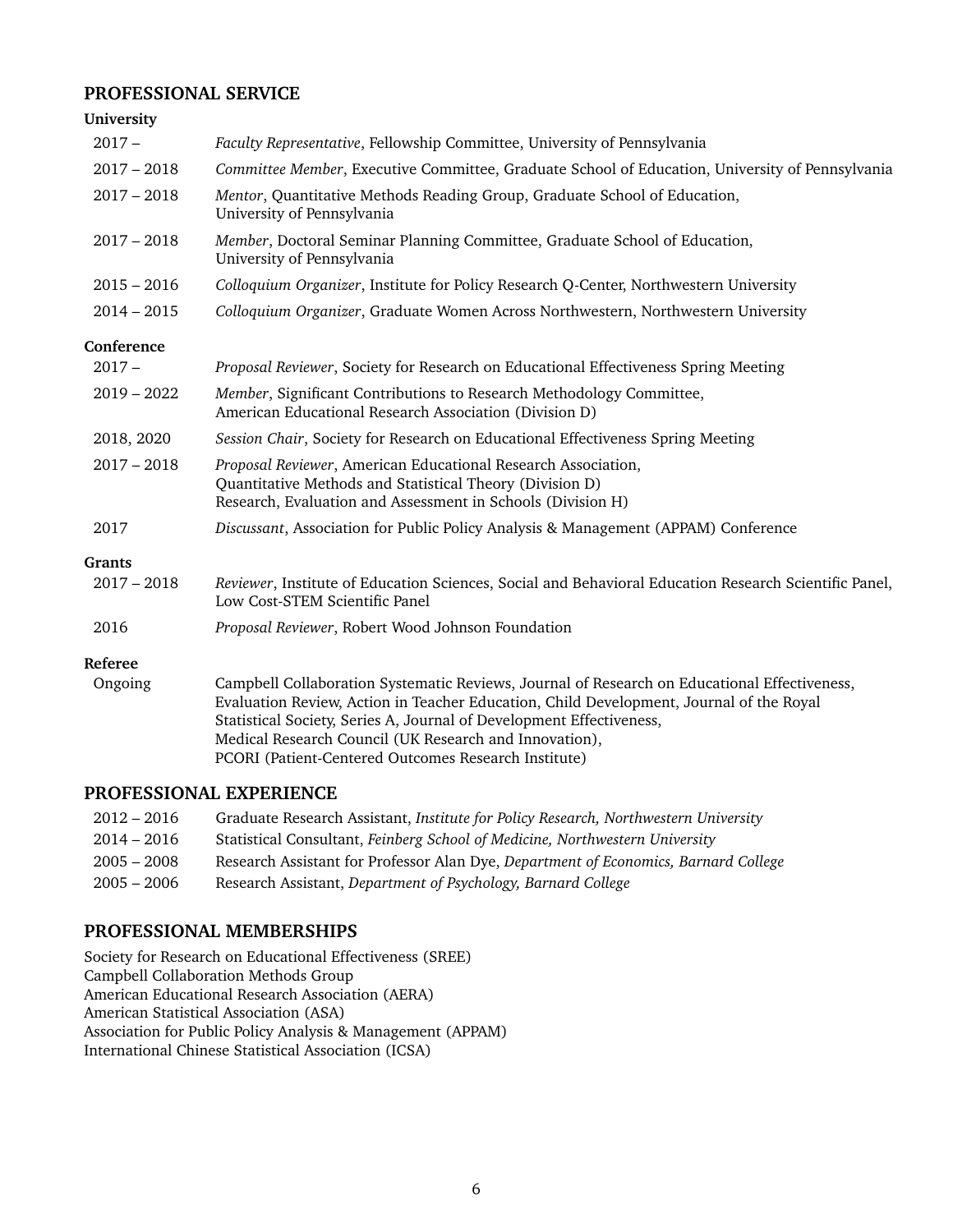## PROFESSIONAL SERVICE

**University**

| | |
|---|---|
| 2017 – | *Faculty Representative*, Fellowship Committee, University of Pennsylvania |
| 2017 – 2018 | *Committee Member*, Executive Committee, Graduate School of Education, University of Pennsylvania |
| 2017 – 2018 | *Mentor*, Quantitative Methods Reading Group, Graduate School of Education, University of Pennsylvania |
| 2017 – 2018 | *Member*, Doctoral Seminar Planning Committee, Graduate School of Education, University of Pennsylvania |
| 2015 – 2016 | *Colloquium Organizer*, Institute for Policy Research Q-Center, Northwestern University |
| 2014 – 2015 | *Colloquium Organizer*, Graduate Women Across Northwestern, Northwestern University |

**Conference**

| | |
|---|---|
| 2017 – | *Proposal Reviewer*, Society for Research on Educational Effectiveness Spring Meeting |
| 2019 – 2022 | *Member*, Significant Contributions to Research Methodology Committee, American Educational Research Association (Division D) |
| 2018, 2020 | *Session Chair*, Society for Research on Educational Effectiveness Spring Meeting |
| 2017 – 2018 | *Proposal Reviewer*, American Educational Research Association, Quantitative Methods and Statistical Theory (Division D) Research, Evaluation and Assessment in Schools (Division H) |
| 2017 | *Discussant*, Association for Public Policy Analysis & Management (APPAM) Conference |

**Grants**

| | |
|---|---|
| 2017 – 2018 | *Reviewer*, Institute of Education Sciences, Social and Behavioral Education Research Scientific Panel, Low Cost-STEM Scientific Panel |
| 2016 | *Proposal Reviewer*, Robert Wood Johnson Foundation |

**Referee**

| | |
|---|---|
| Ongoing | Campbell Collaboration Systematic Reviews, Journal of Research on Educational Effectiveness, Evaluation Review, Action in Teacher Education, Child Development, Journal of the Royal Statistical Society, Series A, Journal of Development Effectiveness, Medical Research Council (UK Research and Innovation), PCORI (Patient-Centered Outcomes Research Institute) |

## PROFESSIONAL EXPERIENCE

| | |
|---|---|
| 2012 – 2016 | Graduate Research Assistant, *Institute for Policy Research, Northwestern University* |
| 2014 – 2016 | Statistical Consultant, *Feinberg School of Medicine, Northwestern University* |
| 2005 – 2008 | Research Assistant for Professor Alan Dye, *Department of Economics, Barnard College* |
| 2005 – 2006 | Research Assistant, *Department of Psychology, Barnard College* |

## PROFESSIONAL MEMBERSHIPS

Society for Research on Educational Effectiveness (SREE)  
Campbell Collaboration Methods Group  
American Educational Research Association (AERA)  
American Statistical Association (ASA)  
Association for Public Policy Analysis & Management (APPAM)  
International Chinese Statistical Association (ICSA)